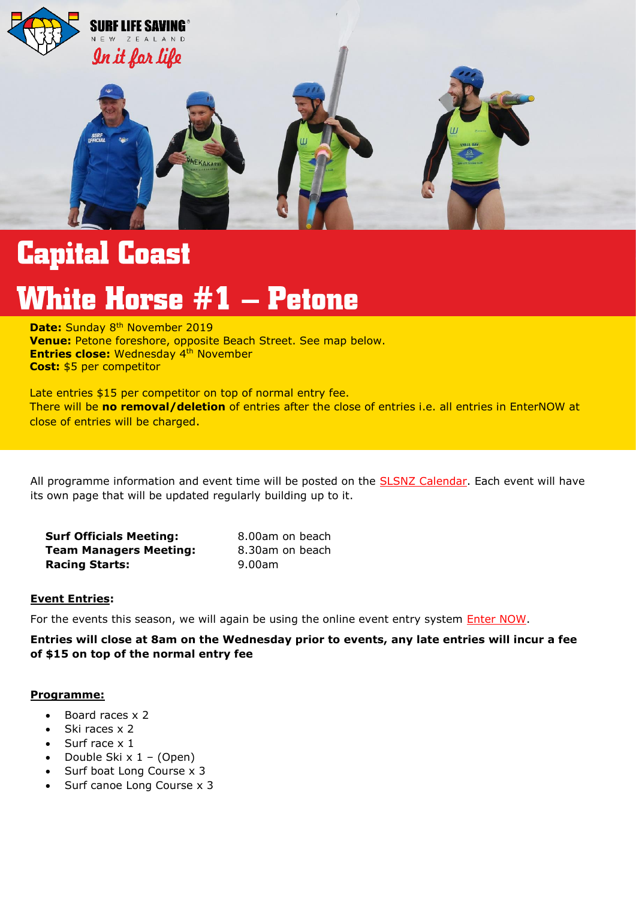# Capital Coast

# White Horse #1 – Petone

**Date:** Sunday 8th November 2019
**Venue:** Petone foreshore, opposite Beach Street. See map below.
**Entries close:** Wednesday 4th November
**Cost:** $5 per competitor

Late entries $15 per competitor on top of normal entry fee.
There will be **no removal/deletion** of entries after the close of entries i.e. all entries in EnterNOW at close of entries will be charged.

All programme information and event time will be posted on the SLSNZ Calendar. Each event will have its own page that will be updated regularly building up to it.

| | |
|---|---|
| **Surf Officials Meeting:** | 8.00am on beach |
| **Team Managers Meeting:** | 8.30am on beach |
| **Racing Starts:** | 9.00am |

**Event Entries:**

For the events this season, we will again be using the online event entry system Enter NOW.

**Entries will close at 8am on the Wednesday prior to events, any late entries will incur a fee of $15 on top of the normal entry fee**

**Programme:**

- Board races x 2
- Ski races x 2
- Surf race x 1
- Double Ski x 1 – (Open)
- Surf boat Long Course x 3
- Surf canoe Long Course x 3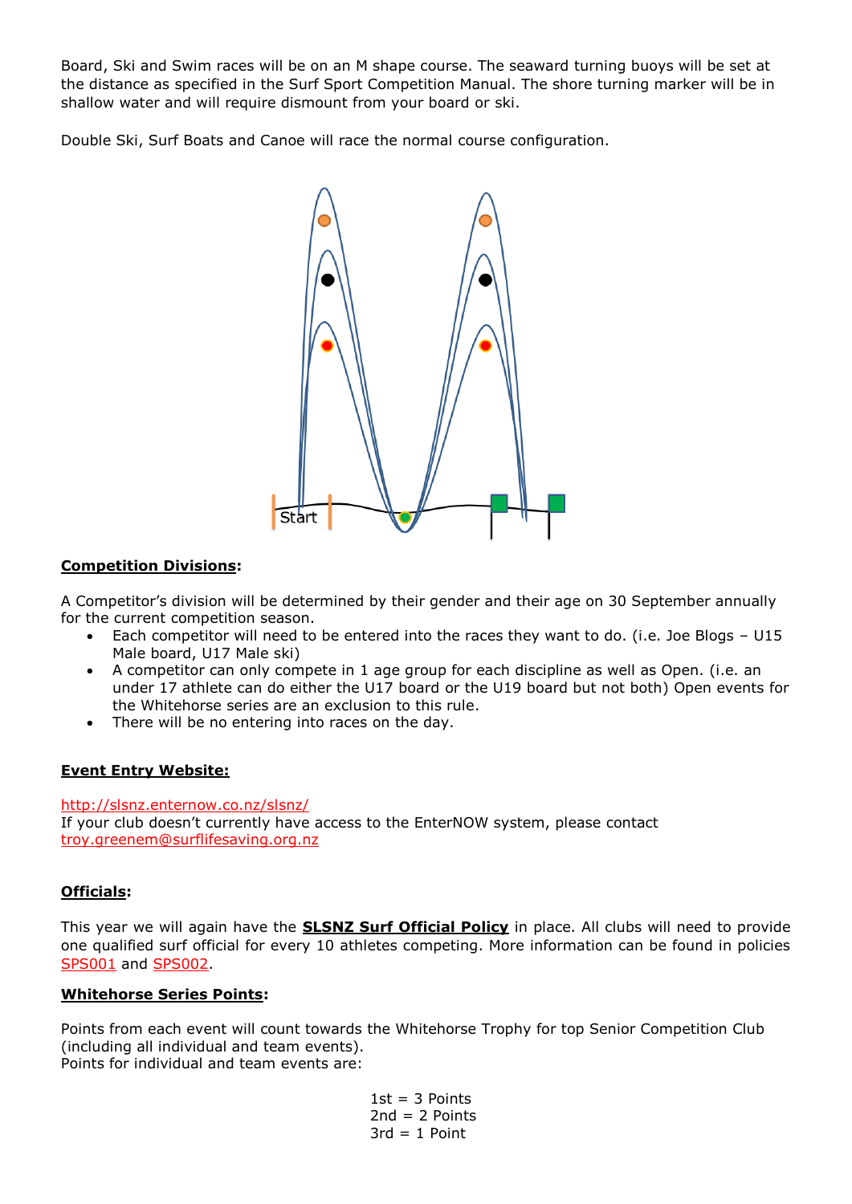Board, Ski and Swim races will be on an M shape course. The seaward turning buoys will be set at the distance as specified in the Surf Sport Competition Manual. The shore turning marker will be in shallow water and will require dismount from your board or ski.

Double Ski, Surf Boats and Canoe will race the normal course configuration.

Start

**Competition Divisions**:

A Competitor's division will be determined by their gender and their age on 30 September annually for the current competition season.

- Each competitor will need to be entered into the races they want to do. (i.e. Joe Blogs – U15 Male board, U17 Male ski)
- A competitor can only compete in 1 age group for each discipline as well as Open. (i.e. an under 17 athlete can do either the U17 board or the U19 board but not both) Open events for the Whitehorse series are an exclusion to this rule.
- There will be no entering into races on the day.

**Event Entry Website:**

http://slsnz.enternow.co.nz/slsnz/
If your club doesn't currently have access to the EnterNOW system, please contact troy.greenem@surflifesaving.org.nz

**Officials**:

This year we will again have the **SLSNZ Surf Official Policy** in place. All clubs will need to provide one qualified surf official for every 10 athletes competing. More information can be found in policies SPS001 and SPS002.

**Whitehorse Series Points**:

Points from each event will count towards the Whitehorse Trophy for top Senior Competition Club (including all individual and team events).
Points for individual and team events are:

1st = 3 Points
2nd = 2 Points
3rd = 1 Point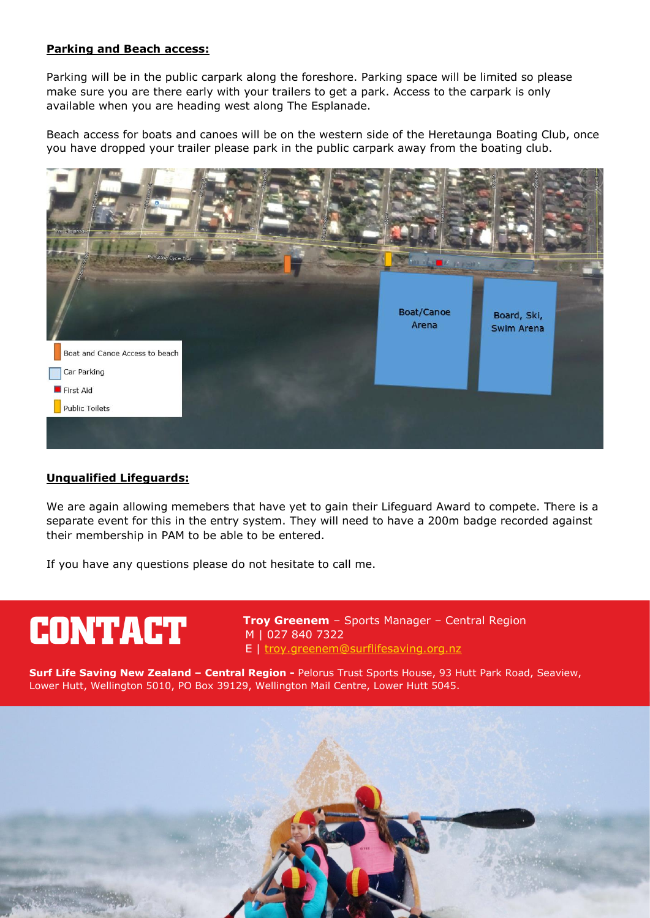**Parking and Beach access:**

Parking will be in the public carpark along the foreshore. Parking space will be limited so please make sure you are there early with your trailers to get a park. Access to the carpark is only available when you are heading west along The Esplanade.

Beach access for boats and canoes will be on the western side of the Heretaunga Boating Club, once you have dropped your trailer please park in the public carpark away from the boating club.

Boat/Canoe Arena

Board, Ski, Swim Arena

Boat and Canoe Access to beach

Car Parking

First Aid

Public Toilets

**Unqualified Lifeguards:**

We are again allowing memebers that have yet to gain their Lifeguard Award to compete. There is a separate event for this in the entry system. They will need to have a 200m badge recorded against their membership in PAM to be able to be entered.

If you have any questions please do not hesitate to call me.

# CONTACT

**Troy Greenem** – Sports Manager – Central Region
M | 027 840 7322
E | troy.greenem@surflifesaving.org.nz

**Surf Life Saving New Zealand – Central Region -** Pelorus Trust Sports House, 93 Hutt Park Road, Seaview, Lower Hutt, Wellington 5010, PO Box 39129, Wellington Mail Centre, Lower Hutt 5045.